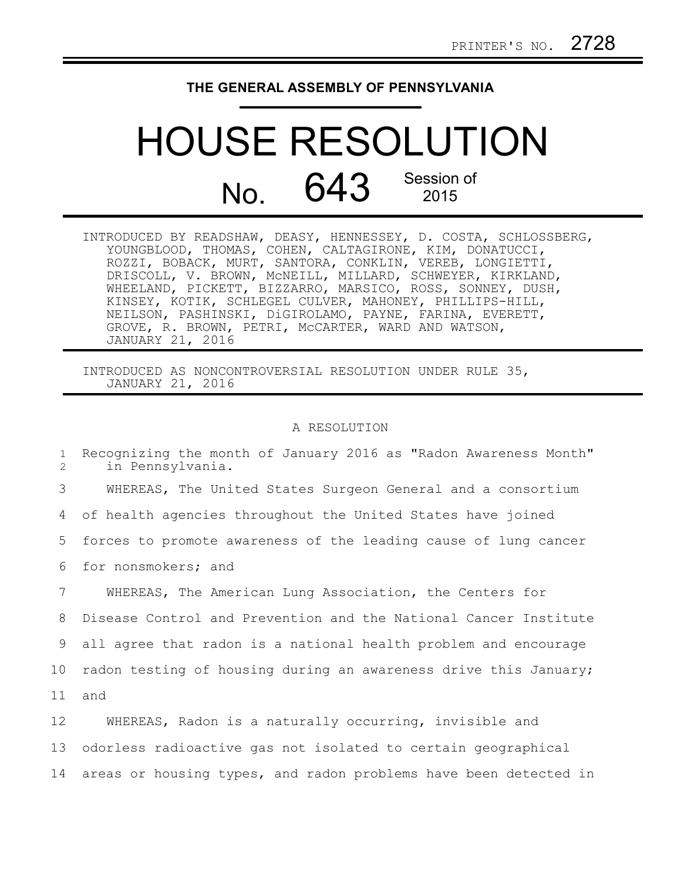PRINTER'S NO. 2728

# THE GENERAL ASSEMBLY OF PENNSYLVANIA

# HOUSE RESOLUTION

## No. 643 Session of 2015

INTRODUCED BY READSHAW, DEASY, HENNESSEY, D. COSTA, SCHLOSSBERG, YOUNGBLOOD, THOMAS, COHEN, CALTAGIRONE, KIM, DONATUCCI, ROZZI, BOBACK, MURT, SANTORA, CONKLIN, VEREB, LONGIETTI, DRISCOLL, V. BROWN, McNEILL, MILLARD, SCHWEYER, KIRKLAND, WHEELAND, PICKETT, BIZZARRO, MARSICO, ROSS, SONNEY, DUSH, KINSEY, KOTIK, SCHLEGEL CULVER, MAHONEY, PHILLIPS-HILL, NEILSON, PASHINSKI, DiGIROLAMO, PAYNE, FARINA, EVERETT, GROVE, R. BROWN, PETRI, McCARTER, WARD AND WATSON, JANUARY 21, 2016

INTRODUCED AS NONCONTROVERSIAL RESOLUTION UNDER RULE 35, JANUARY 21, 2016

A RESOLUTION

1 Recognizing the month of January 2016 as "Radon Awareness Month"
2 in Pennsylvania.

3 WHEREAS, The United States Surgeon General and a consortium
4 of health agencies throughout the United States have joined
5 forces to promote awareness of the leading cause of lung cancer
6 for nonsmokers; and

7 WHEREAS, The American Lung Association, the Centers for
8 Disease Control and Prevention and the National Cancer Institute
9 all agree that radon is a national health problem and encourage
10 radon testing of housing during an awareness drive this January;
11 and

12 WHEREAS, Radon is a naturally occurring, invisible and
13 odorless radioactive gas not isolated to certain geographical
14 areas or housing types, and radon problems have been detected in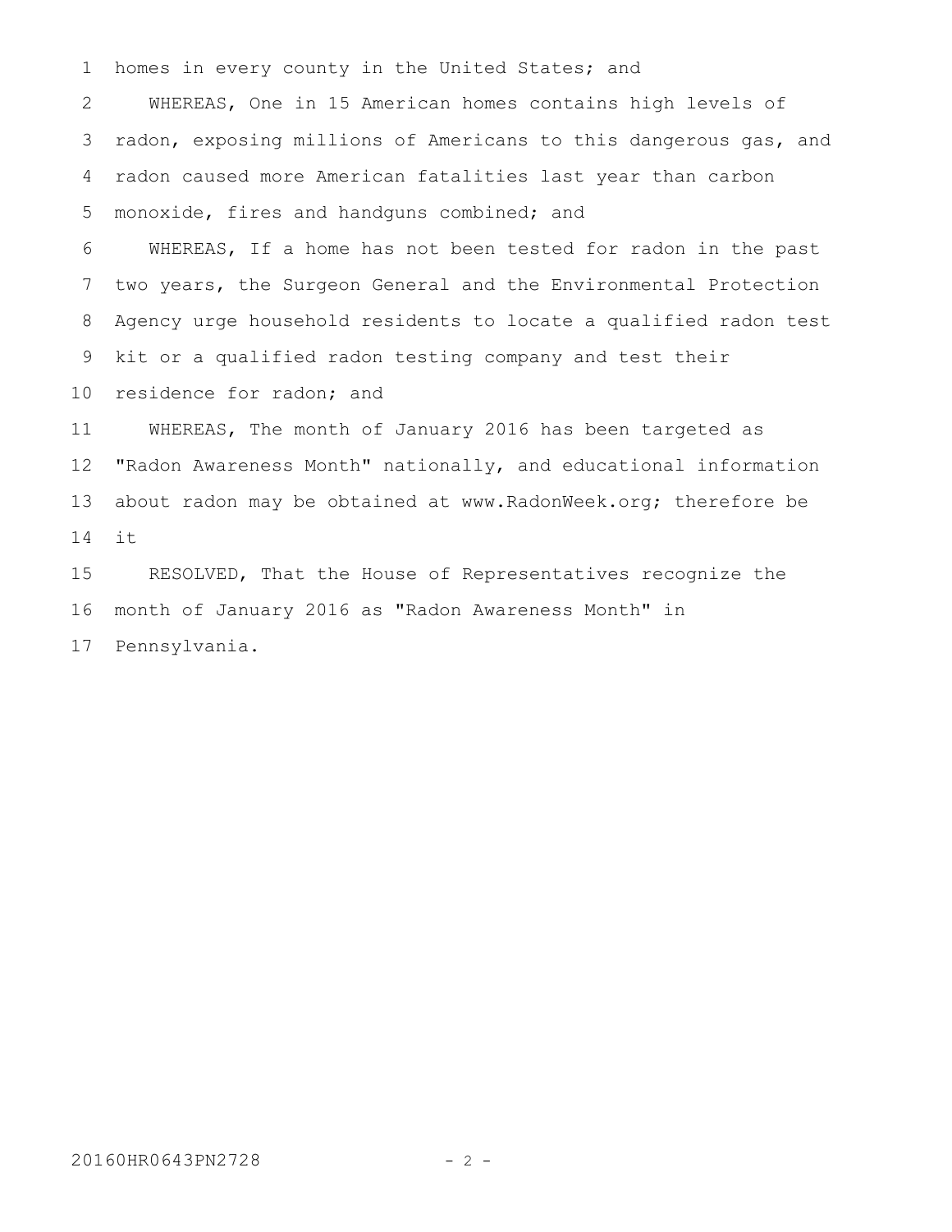homes in every county in the United States; and

WHEREAS, One in 15 American homes contains high levels of radon, exposing millions of Americans to this dangerous gas, and radon caused more American fatalities last year than carbon monoxide, fires and handguns combined; and

WHEREAS, If a home has not been tested for radon in the past two years, the Surgeon General and the Environmental Protection Agency urge household residents to locate a qualified radon test kit or a qualified radon testing company and test their residence for radon; and

WHEREAS, The month of January 2016 has been targeted as "Radon Awareness Month" nationally, and educational information about radon may be obtained at www.RadonWeek.org; therefore be it

RESOLVED, That the House of Representatives recognize the month of January 2016 as "Radon Awareness Month" in Pennsylvania.